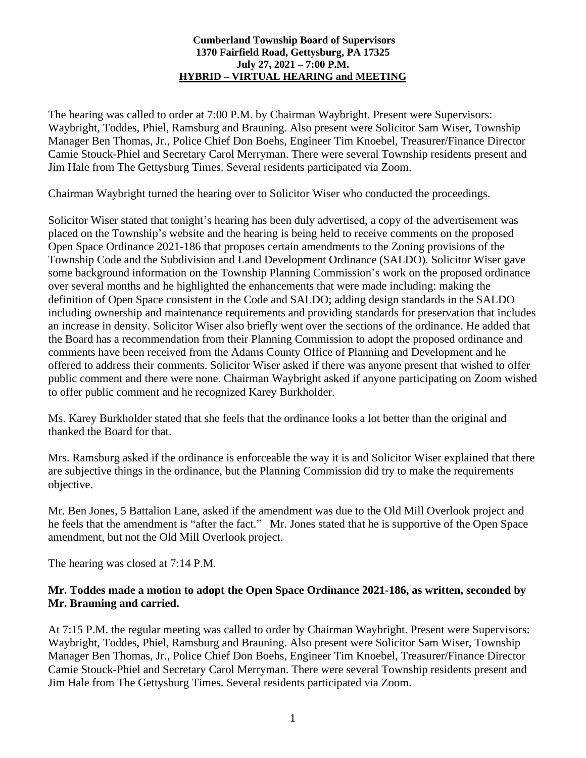**Cumberland Township Board of Supervisors**
**1370 Fairfield Road, Gettysburg, PA 17325**
**July 27, 2021 – 7:00 P.M.**
**HYBRID – VIRTUAL HEARING and MEETING**

The hearing was called to order at 7:00 P.M. by Chairman Waybright. Present were Supervisors: Waybright, Toddes, Phiel, Ramsburg and Brauning. Also present were Solicitor Sam Wiser, Township Manager Ben Thomas, Jr., Police Chief Don Boehs, Engineer Tim Knoebel, Treasurer/Finance Director Camie Stouck-Phiel and Secretary Carol Merryman. There were several Township residents present and Jim Hale from The Gettysburg Times. Several residents participated via Zoom.

Chairman Waybright turned the hearing over to Solicitor Wiser who conducted the proceedings.

Solicitor Wiser stated that tonight's hearing has been duly advertised, a copy of the advertisement was placed on the Township's website and the hearing is being held to receive comments on the proposed Open Space Ordinance 2021-186 that proposes certain amendments to the Zoning provisions of the Township Code and the Subdivision and Land Development Ordinance (SALDO). Solicitor Wiser gave some background information on the Township Planning Commission's work on the proposed ordinance over several months and he highlighted the enhancements that were made including: making the definition of Open Space consistent in the Code and SALDO; adding design standards in the SALDO including ownership and maintenance requirements and providing standards for preservation that includes an increase in density. Solicitor Wiser also briefly went over the sections of the ordinance. He added that the Board has a recommendation from their Planning Commission to adopt the proposed ordinance and comments have been received from the Adams County Office of Planning and Development and he offered to address their comments. Solicitor Wiser asked if there was anyone present that wished to offer public comment and there were none. Chairman Waybright asked if anyone participating on Zoom wished to offer public comment and he recognized Karey Burkholder.

Ms. Karey Burkholder stated that she feels that the ordinance looks a lot better than the original and thanked the Board for that.

Mrs. Ramsburg asked if the ordinance is enforceable the way it is and Solicitor Wiser explained that there are subjective things in the ordinance, but the Planning Commission did try to make the requirements objective.

Mr. Ben Jones, 5 Battalion Lane, asked if the amendment was due to the Old Mill Overlook project and he feels that the amendment is "after the fact." Mr. Jones stated that he is supportive of the Open Space amendment, but not the Old Mill Overlook project.

The hearing was closed at 7:14 P.M.

**Mr. Toddes made a motion to adopt the Open Space Ordinance 2021-186, as written, seconded by Mr. Brauning and carried.**

At 7:15 P.M. the regular meeting was called to order by Chairman Waybright. Present were Supervisors: Waybright, Toddes, Phiel, Ramsburg and Brauning. Also present were Solicitor Sam Wiser, Township Manager Ben Thomas, Jr., Police Chief Don Boehs, Engineer Tim Knoebel, Treasurer/Finance Director Camie Stouck-Phiel and Secretary Carol Merryman. There were several Township residents present and Jim Hale from The Gettysburg Times. Several residents participated via Zoom.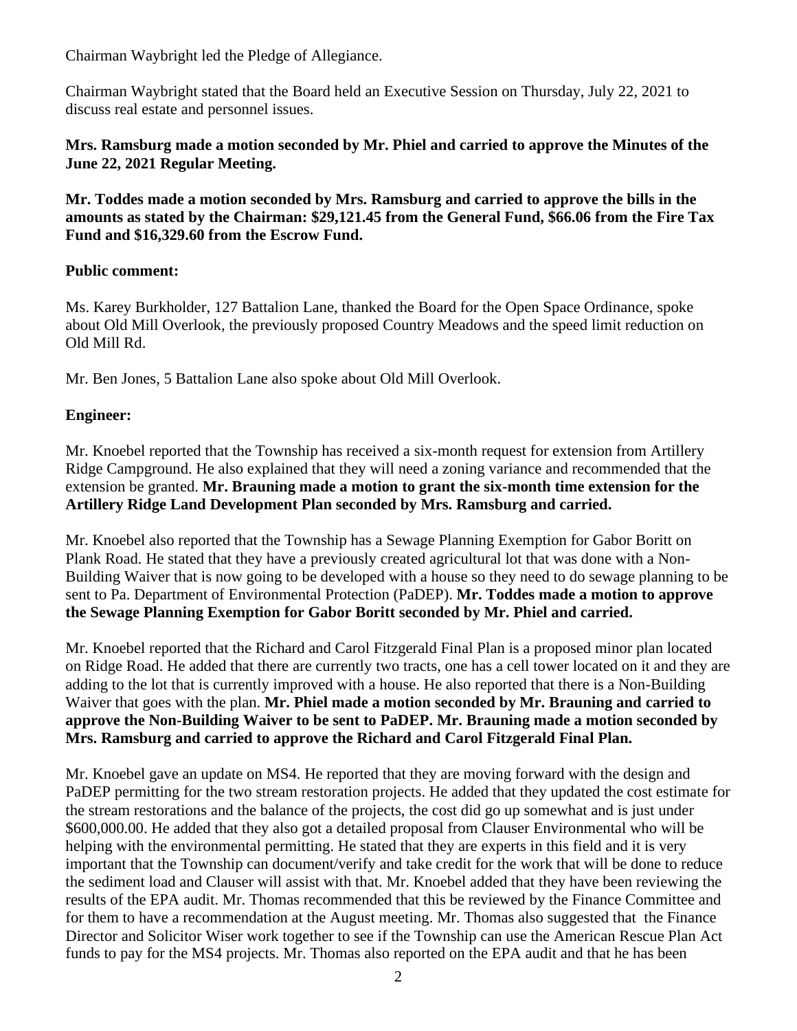Chairman Waybright led the Pledge of Allegiance.

Chairman Waybright stated that the Board held an Executive Session on Thursday, July 22, 2021 to discuss real estate and personnel issues.

**Mrs. Ramsburg made a motion seconded by Mr. Phiel and carried to approve the Minutes of the June 22, 2021 Regular Meeting.**

**Mr. Toddes made a motion seconded by Mrs. Ramsburg and carried to approve the bills in the amounts as stated by the Chairman: $29,121.45 from the General Fund, $66.06 from the Fire Tax Fund and $16,329.60 from the Escrow Fund.**

**Public comment:**

Ms. Karey Burkholder, 127 Battalion Lane, thanked the Board for the Open Space Ordinance, spoke about Old Mill Overlook, the previously proposed Country Meadows and the speed limit reduction on Old Mill Rd.

Mr. Ben Jones, 5 Battalion Lane also spoke about Old Mill Overlook.

**Engineer:**

Mr. Knoebel reported that the Township has received a six-month request for extension from Artillery Ridge Campground. He also explained that they will need a zoning variance and recommended that the extension be granted. **Mr. Brauning made a motion to grant the six-month time extension for the Artillery Ridge Land Development Plan seconded by Mrs. Ramsburg and carried.**

Mr. Knoebel also reported that the Township has a Sewage Planning Exemption for Gabor Boritt on Plank Road. He stated that they have a previously created agricultural lot that was done with a Non-Building Waiver that is now going to be developed with a house so they need to do sewage planning to be sent to Pa. Department of Environmental Protection (PaDEP). **Mr. Toddes made a motion to approve the Sewage Planning Exemption for Gabor Boritt seconded by Mr. Phiel and carried.**

Mr. Knoebel reported that the Richard and Carol Fitzgerald Final Plan is a proposed minor plan located on Ridge Road. He added that there are currently two tracts, one has a cell tower located on it and they are adding to the lot that is currently improved with a house. He also reported that there is a Non-Building Waiver that goes with the plan. **Mr. Phiel made a motion seconded by Mr. Brauning and carried to approve the Non-Building Waiver to be sent to PaDEP. Mr. Brauning made a motion seconded by Mrs. Ramsburg and carried to approve the Richard and Carol Fitzgerald Final Plan.**

Mr. Knoebel gave an update on MS4. He reported that they are moving forward with the design and PaDEP permitting for the two stream restoration projects. He added that they updated the cost estimate for the stream restorations and the balance of the projects, the cost did go up somewhat and is just under $600,000.00. He added that they also got a detailed proposal from Clauser Environmental who will be helping with the environmental permitting. He stated that they are experts in this field and it is very important that the Township can document/verify and take credit for the work that will be done to reduce the sediment load and Clauser will assist with that. Mr. Knoebel added that they have been reviewing the results of the EPA audit. Mr. Thomas recommended that this be reviewed by the Finance Committee and for them to have a recommendation at the August meeting. Mr. Thomas also suggested that the Finance Director and Solicitor Wiser work together to see if the Township can use the American Rescue Plan Act funds to pay for the MS4 projects. Mr. Thomas also reported on the EPA audit and that he has been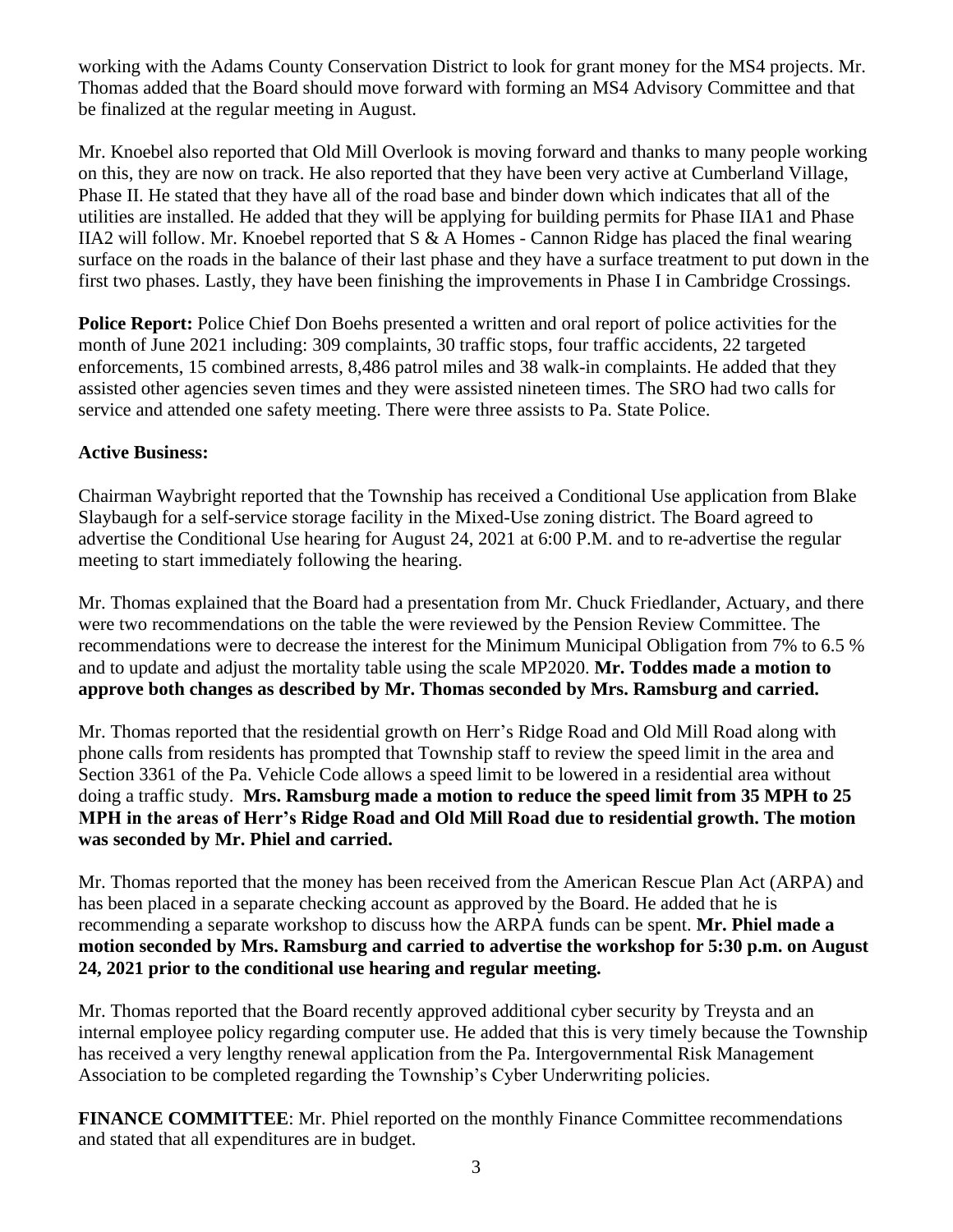working with the Adams County Conservation District to look for grant money for the MS4 projects. Mr. Thomas added that the Board should move forward with forming an MS4 Advisory Committee and that be finalized at the regular meeting in August.

Mr. Knoebel also reported that Old Mill Overlook is moving forward and thanks to many people working on this, they are now on track. He also reported that they have been very active at Cumberland Village, Phase II. He stated that they have all of the road base and binder down which indicates that all of the utilities are installed. He added that they will be applying for building permits for Phase IIA1 and Phase IIA2 will follow. Mr. Knoebel reported that S & A Homes - Cannon Ridge has placed the final wearing surface on the roads in the balance of their last phase and they have a surface treatment to put down in the first two phases. Lastly, they have been finishing the improvements in Phase I in Cambridge Crossings.

**Police Report:** Police Chief Don Boehs presented a written and oral report of police activities for the month of June 2021 including: 309 complaints, 30 traffic stops, four traffic accidents, 22 targeted enforcements, 15 combined arrests, 8,486 patrol miles and 38 walk-in complaints. He added that they assisted other agencies seven times and they were assisted nineteen times. The SRO had two calls for service and attended one safety meeting. There were three assists to Pa. State Police.

**Active Business:**

Chairman Waybright reported that the Township has received a Conditional Use application from Blake Slaybaugh for a self-service storage facility in the Mixed-Use zoning district. The Board agreed to advertise the Conditional Use hearing for August 24, 2021 at 6:00 P.M. and to re-advertise the regular meeting to start immediately following the hearing.

Mr. Thomas explained that the Board had a presentation from Mr. Chuck Friedlander, Actuary, and there were two recommendations on the table the were reviewed by the Pension Review Committee. The recommendations were to decrease the interest for the Minimum Municipal Obligation from 7% to 6.5 % and to update and adjust the mortality table using the scale MP2020. **Mr. Toddes made a motion to approve both changes as described by Mr. Thomas seconded by Mrs. Ramsburg and carried.**

Mr. Thomas reported that the residential growth on Herr's Ridge Road and Old Mill Road along with phone calls from residents has prompted that Township staff to review the speed limit in the area and Section 3361 of the Pa. Vehicle Code allows a speed limit to be lowered in a residential area without doing a traffic study. **Mrs. Ramsburg made a motion to reduce the speed limit from 35 MPH to 25 MPH in the areas of Herr's Ridge Road and Old Mill Road due to residential growth. The motion was seconded by Mr. Phiel and carried.**

Mr. Thomas reported that the money has been received from the American Rescue Plan Act (ARPA) and has been placed in a separate checking account as approved by the Board. He added that he is recommending a separate workshop to discuss how the ARPA funds can be spent. **Mr. Phiel made a motion seconded by Mrs. Ramsburg and carried to advertise the workshop for 5:30 p.m. on August 24, 2021 prior to the conditional use hearing and regular meeting.**

Mr. Thomas reported that the Board recently approved additional cyber security by Treysta and an internal employee policy regarding computer use. He added that this is very timely because the Township has received a very lengthy renewal application from the Pa. Intergovernmental Risk Management Association to be completed regarding the Township's Cyber Underwriting policies.

**FINANCE COMMITTEE**: Mr. Phiel reported on the monthly Finance Committee recommendations and stated that all expenditures are in budget.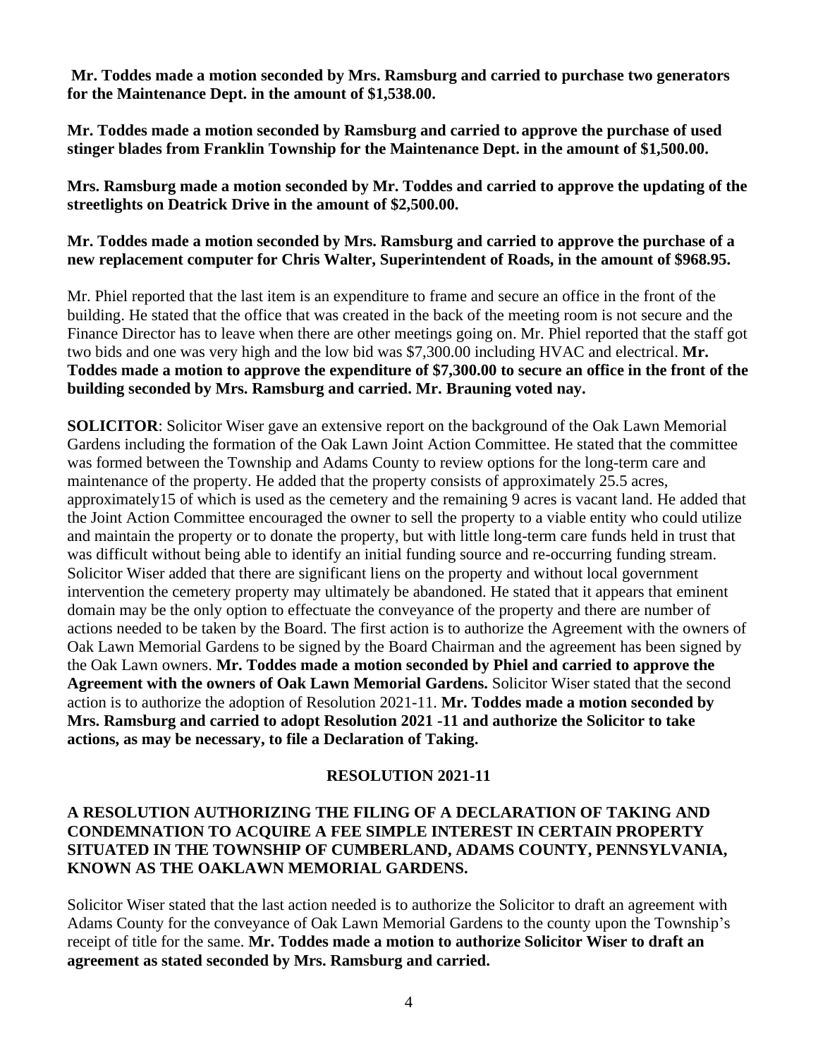**Mr. Toddes made a motion seconded by Mrs. Ramsburg and carried to purchase two generators for the Maintenance Dept. in the amount of $1,538.00.**

**Mr. Toddes made a motion seconded by Ramsburg and carried to approve the purchase of used stinger blades from Franklin Township for the Maintenance Dept. in the amount of $1,500.00.**

**Mrs. Ramsburg made a motion seconded by Mr. Toddes and carried to approve the updating of the streetlights on Deatrick Drive in the amount of $2,500.00.**

**Mr. Toddes made a motion seconded by Mrs. Ramsburg and carried to approve the purchase of a new replacement computer for Chris Walter, Superintendent of Roads, in the amount of $968.95.**

Mr. Phiel reported that the last item is an expenditure to frame and secure an office in the front of the building. He stated that the office that was created in the back of the meeting room is not secure and the Finance Director has to leave when there are other meetings going on. Mr. Phiel reported that the staff got two bids and one was very high and the low bid was $7,300.00 including HVAC and electrical. **Mr. Toddes made a motion to approve the expenditure of $7,300.00 to secure an office in the front of the building seconded by Mrs. Ramsburg and carried. Mr. Brauning voted nay.**

**SOLICITOR**: Solicitor Wiser gave an extensive report on the background of the Oak Lawn Memorial Gardens including the formation of the Oak Lawn Joint Action Committee. He stated that the committee was formed between the Township and Adams County to review options for the long-term care and maintenance of the property. He added that the property consists of approximately 25.5 acres, approximately15 of which is used as the cemetery and the remaining 9 acres is vacant land. He added that the Joint Action Committee encouraged the owner to sell the property to a viable entity who could utilize and maintain the property or to donate the property, but with little long-term care funds held in trust that was difficult without being able to identify an initial funding source and re-occurring funding stream. Solicitor Wiser added that there are significant liens on the property and without local government intervention the cemetery property may ultimately be abandoned. He stated that it appears that eminent domain may be the only option to effectuate the conveyance of the property and there are number of actions needed to be taken by the Board. The first action is to authorize the Agreement with the owners of Oak Lawn Memorial Gardens to be signed by the Board Chairman and the agreement has been signed by the Oak Lawn owners. **Mr. Toddes made a motion seconded by Phiel and carried to approve the Agreement with the owners of Oak Lawn Memorial Gardens.** Solicitor Wiser stated that the second action is to authorize the adoption of Resolution 2021-11. **Mr. Toddes made a motion seconded by Mrs. Ramsburg and carried to adopt Resolution 2021 -11 and authorize the Solicitor to take actions, as may be necessary, to file a Declaration of Taking.**

**RESOLUTION 2021-11**

**A RESOLUTION AUTHORIZING THE FILING OF A DECLARATION OF TAKING AND CONDEMNATION TO ACQUIRE A FEE SIMPLE INTEREST IN CERTAIN PROPERTY SITUATED IN THE TOWNSHIP OF CUMBERLAND, ADAMS COUNTY, PENNSYLVANIA, KNOWN AS THE OAKLAWN MEMORIAL GARDENS.**

Solicitor Wiser stated that the last action needed is to authorize the Solicitor to draft an agreement with Adams County for the conveyance of Oak Lawn Memorial Gardens to the county upon the Township's receipt of title for the same. **Mr. Toddes made a motion to authorize Solicitor Wiser to draft an agreement as stated seconded by Mrs. Ramsburg and carried.**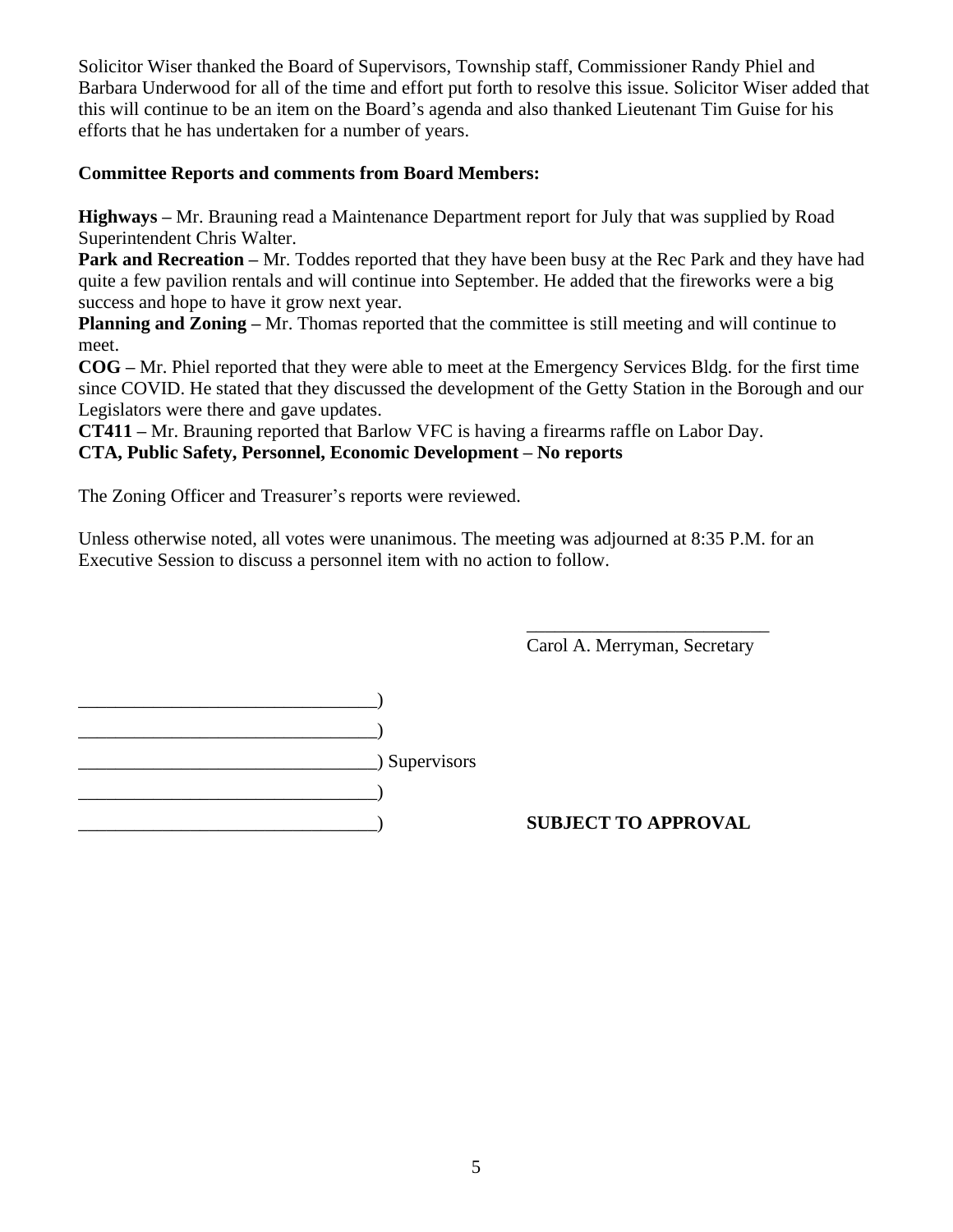Solicitor Wiser thanked the Board of Supervisors, Township staff, Commissioner Randy Phiel and Barbara Underwood for all of the time and effort put forth to resolve this issue. Solicitor Wiser added that this will continue to be an item on the Board's agenda and also thanked Lieutenant Tim Guise for his efforts that he has undertaken for a number of years.

**Committee Reports and comments from Board Members:**

**Highways –** Mr. Brauning read a Maintenance Department report for July that was supplied by Road Superintendent Chris Walter.

**Park and Recreation –** Mr. Toddes reported that they have been busy at the Rec Park and they have had quite a few pavilion rentals and will continue into September. He added that the fireworks were a big success and hope to have it grow next year.

**Planning and Zoning –** Mr. Thomas reported that the committee is still meeting and will continue to meet.

**COG –** Mr. Phiel reported that they were able to meet at the Emergency Services Bldg. for the first time since COVID. He stated that they discussed the development of the Getty Station in the Borough and our Legislators were there and gave updates.

**CT411 –** Mr. Brauning reported that Barlow VFC is having a firearms raffle on Labor Day.

**CTA, Public Safety, Personnel, Economic Development – No reports**

The Zoning Officer and Treasurer's reports were reviewed.

Unless otherwise noted, all votes were unanimous. The meeting was adjourned at 8:35 P.M. for an Executive Session to discuss a personnel item with no action to follow.

\_\_\_\_\_\_\_\_\_\_\_\_\_\_\_\_\_\_\_\_\_\_\_\_\_\_
Carol A. Merryman, Secretary

\_\_\_\_\_\_\_\_\_\_\_\_\_\_\_\_\_\_\_\_\_\_\_\_\_\_\_\_\_\_\_\_)
\_\_\_\_\_\_\_\_\_\_\_\_\_\_\_\_\_\_\_\_\_\_\_\_\_\_\_\_\_\_\_\_)
\_\_\_\_\_\_\_\_\_\_\_\_\_\_\_\_\_\_\_\_\_\_\_\_\_\_\_\_\_\_\_\_) Supervisors
\_\_\_\_\_\_\_\_\_\_\_\_\_\_\_\_\_\_\_\_\_\_\_\_\_\_\_\_\_\_\_\_)
\_\_\_\_\_\_\_\_\_\_\_\_\_\_\_\_\_\_\_\_\_\_\_\_\_\_\_\_\_\_\_\_)

**SUBJECT TO APPROVAL**